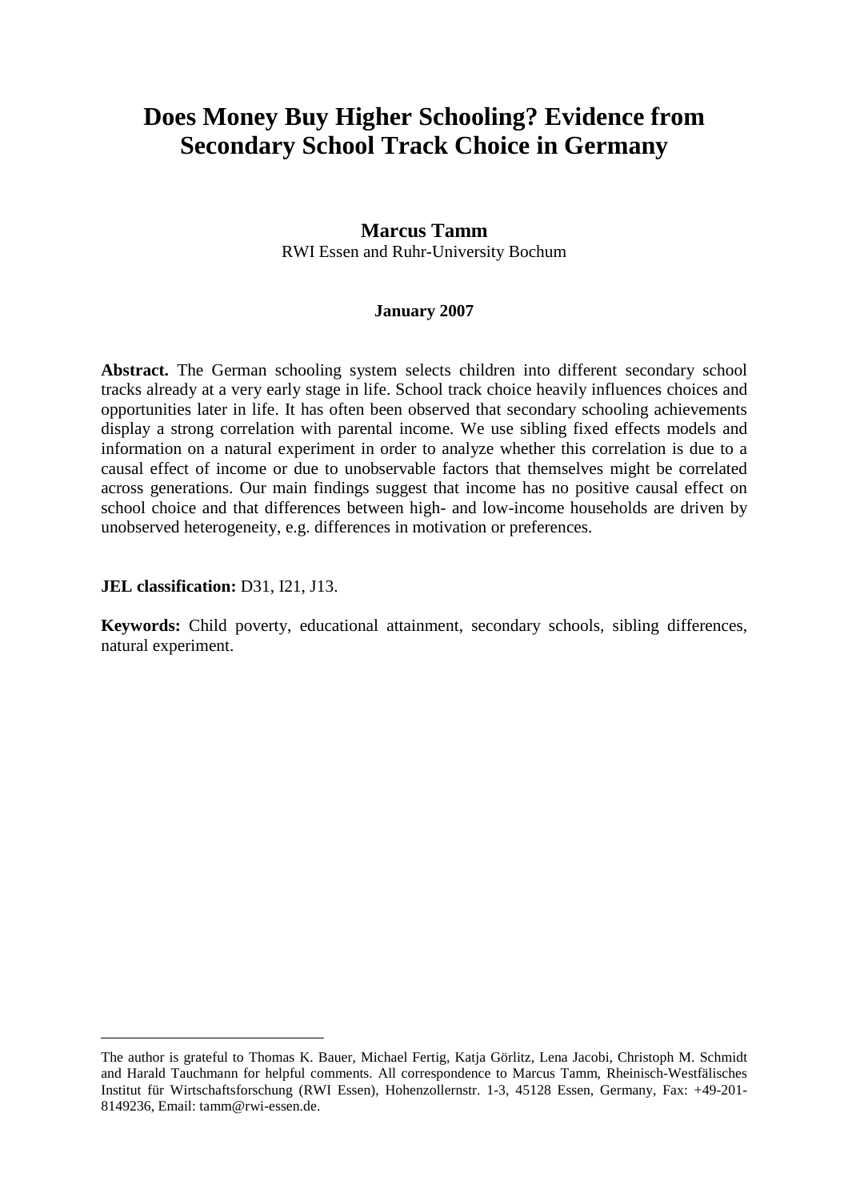# Does Money Buy Higher Schooling? Evidence from Secondary School Track Choice in Germany

**Marcus Tamm**

RWI Essen and Ruhr-University Bochum

**January 2007**

**Abstract.** The German schooling system selects children into different secondary school tracks already at a very early stage in life. School track choice heavily influences choices and opportunities later in life. It has often been observed that secondary schooling achievements display a strong correlation with parental income. We use sibling fixed effects models and information on a natural experiment in order to analyze whether this correlation is due to a causal effect of income or due to unobservable factors that themselves might be correlated across generations. Our main findings suggest that income has no positive causal effect on school choice and that differences between high- and low-income households are driven by unobserved heterogeneity, e.g. differences in motivation or preferences.

**JEL classification:** D31, I21, J13.

**Keywords:** Child poverty, educational attainment, secondary schools, sibling differences, natural experiment.

---

The author is grateful to Thomas K. Bauer, Michael Fertig, Katja Görlitz, Lena Jacobi, Christoph M. Schmidt and Harald Tauchmann for helpful comments. All correspondence to Marcus Tamm, Rheinisch-Westfälisches Institut für Wirtschaftsforschung (RWI Essen), Hohenzollernstr. 1-3, 45128 Essen, Germany, Fax: +49-201-8149236, Email: tamm@rwi-essen.de.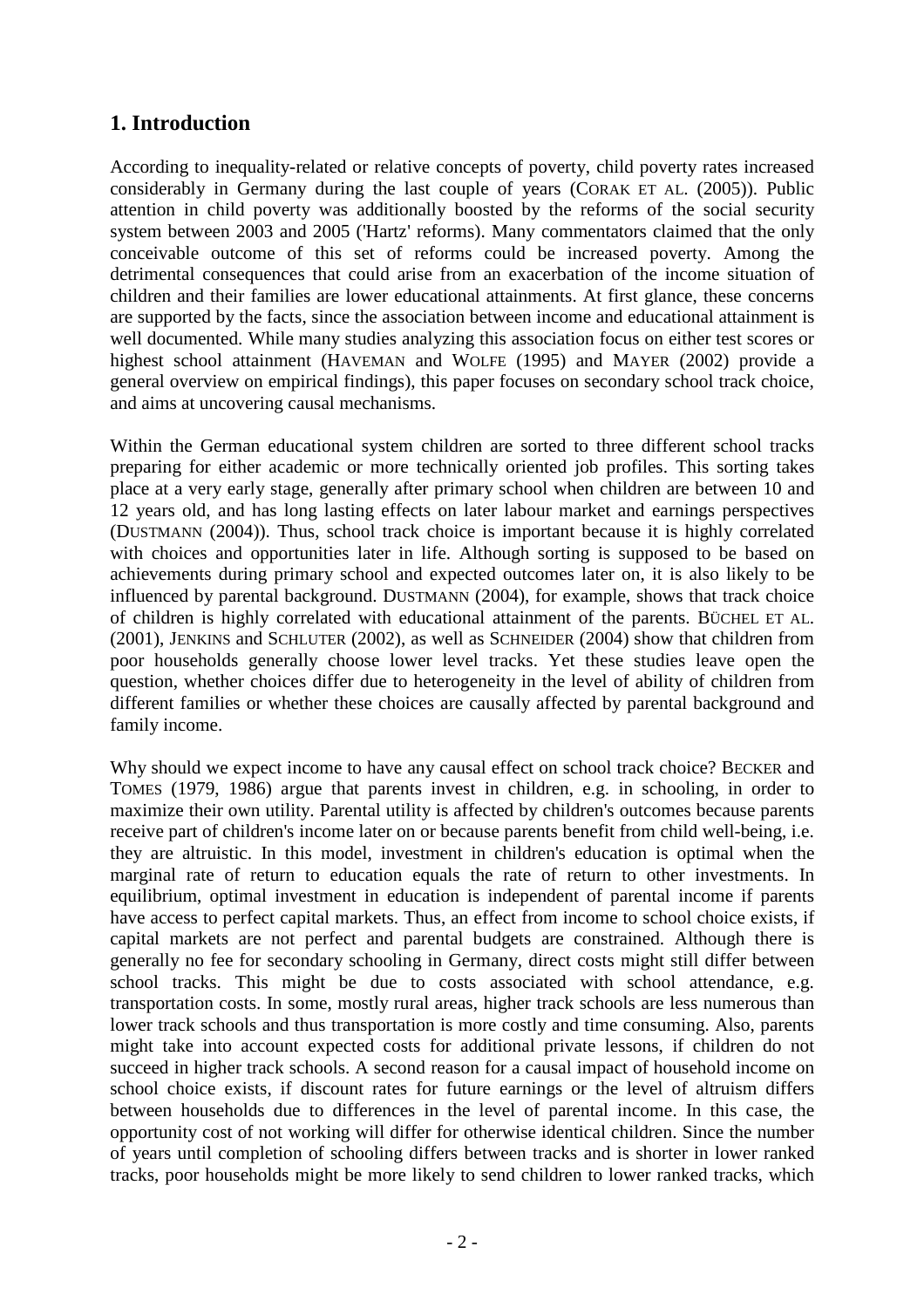## 1. Introduction

According to inequality-related or relative concepts of poverty, child poverty rates increased considerably in Germany during the last couple of years (CORAK ET AL. (2005)). Public attention in child poverty was additionally boosted by the reforms of the social security system between 2003 and 2005 ('Hartz' reforms). Many commentators claimed that the only conceivable outcome of this set of reforms could be increased poverty. Among the detrimental consequences that could arise from an exacerbation of the income situation of children and their families are lower educational attainments. At first glance, these concerns are supported by the facts, since the association between income and educational attainment is well documented. While many studies analyzing this association focus on either test scores or highest school attainment (HAVEMAN and WOLFE (1995) and MAYER (2002) provide a general overview on empirical findings), this paper focuses on secondary school track choice, and aims at uncovering causal mechanisms.

Within the German educational system children are sorted to three different school tracks preparing for either academic or more technically oriented job profiles. This sorting takes place at a very early stage, generally after primary school when children are between 10 and 12 years old, and has long lasting effects on later labour market and earnings perspectives (DUSTMANN (2004)). Thus, school track choice is important because it is highly correlated with choices and opportunities later in life. Although sorting is supposed to be based on achievements during primary school and expected outcomes later on, it is also likely to be influenced by parental background. DUSTMANN (2004), for example, shows that track choice of children is highly correlated with educational attainment of the parents. BÜCHEL ET AL. (2001), JENKINS and SCHLUTER (2002), as well as SCHNEIDER (2004) show that children from poor households generally choose lower level tracks. Yet these studies leave open the question, whether choices differ due to heterogeneity in the level of ability of children from different families or whether these choices are causally affected by parental background and family income.

Why should we expect income to have any causal effect on school track choice? BECKER and TOMES (1979, 1986) argue that parents invest in children, e.g. in schooling, in order to maximize their own utility. Parental utility is affected by children's outcomes because parents receive part of children's income later on or because parents benefit from child well-being, i.e. they are altruistic. In this model, investment in children's education is optimal when the marginal rate of return to education equals the rate of return to other investments. In equilibrium, optimal investment in education is independent of parental income if parents have access to perfect capital markets. Thus, an effect from income to school choice exists, if capital markets are not perfect and parental budgets are constrained. Although there is generally no fee for secondary schooling in Germany, direct costs might still differ between school tracks. This might be due to costs associated with school attendance, e.g. transportation costs. In some, mostly rural areas, higher track schools are less numerous than lower track schools and thus transportation is more costly and time consuming. Also, parents might take into account expected costs for additional private lessons, if children do not succeed in higher track schools. A second reason for a causal impact of household income on school choice exists, if discount rates for future earnings or the level of altruism differs between households due to differences in the level of parental income. In this case, the opportunity cost of not working will differ for otherwise identical children. Since the number of years until completion of schooling differs between tracks and is shorter in lower ranked tracks, poor households might be more likely to send children to lower ranked tracks, which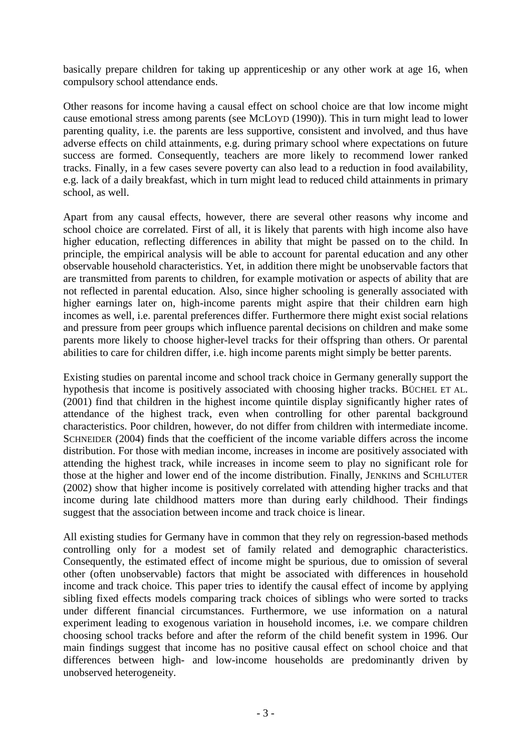basically prepare children for taking up apprenticeship or any other work at age 16, when compulsory school attendance ends.

Other reasons for income having a causal effect on school choice are that low income might cause emotional stress among parents (see McLoyd (1990)). This in turn might lead to lower parenting quality, i.e. the parents are less supportive, consistent and involved, and thus have adverse effects on child attainments, e.g. during primary school where expectations on future success are formed. Consequently, teachers are more likely to recommend lower ranked tracks. Finally, in a few cases severe poverty can also lead to a reduction in food availability, e.g. lack of a daily breakfast, which in turn might lead to reduced child attainments in primary school, as well.

Apart from any causal effects, however, there are several other reasons why income and school choice are correlated. First of all, it is likely that parents with high income also have higher education, reflecting differences in ability that might be passed on to the child. In principle, the empirical analysis will be able to account for parental education and any other observable household characteristics. Yet, in addition there might be unobservable factors that are transmitted from parents to children, for example motivation or aspects of ability that are not reflected in parental education. Also, since higher schooling is generally associated with higher earnings later on, high-income parents might aspire that their children earn high incomes as well, i.e. parental preferences differ. Furthermore there might exist social relations and pressure from peer groups which influence parental decisions on children and make some parents more likely to choose higher-level tracks for their offspring than others. Or parental abilities to care for children differ, i.e. high income parents might simply be better parents.

Existing studies on parental income and school track choice in Germany generally support the hypothesis that income is positively associated with choosing higher tracks. Büchel et al. (2001) find that children in the highest income quintile display significantly higher rates of attendance of the highest track, even when controlling for other parental background characteristics. Poor children, however, do not differ from children with intermediate income. Schneider (2004) finds that the coefficient of the income variable differs across the income distribution. For those with median income, increases in income are positively associated with attending the highest track, while increases in income seem to play no significant role for those at the higher and lower end of the income distribution. Finally, Jenkins and Schluter (2002) show that higher income is positively correlated with attending higher tracks and that income during late childhood matters more than during early childhood. Their findings suggest that the association between income and track choice is linear.

All existing studies for Germany have in common that they rely on regression-based methods controlling only for a modest set of family related and demographic characteristics. Consequently, the estimated effect of income might be spurious, due to omission of several other (often unobservable) factors that might be associated with differences in household income and track choice. This paper tries to identify the causal effect of income by applying sibling fixed effects models comparing track choices of siblings who were sorted to tracks under different financial circumstances. Furthermore, we use information on a natural experiment leading to exogenous variation in household incomes, i.e. we compare children choosing school tracks before and after the reform of the child benefit system in 1996. Our main findings suggest that income has no positive causal effect on school choice and that differences between high- and low-income households are predominantly driven by unobserved heterogeneity.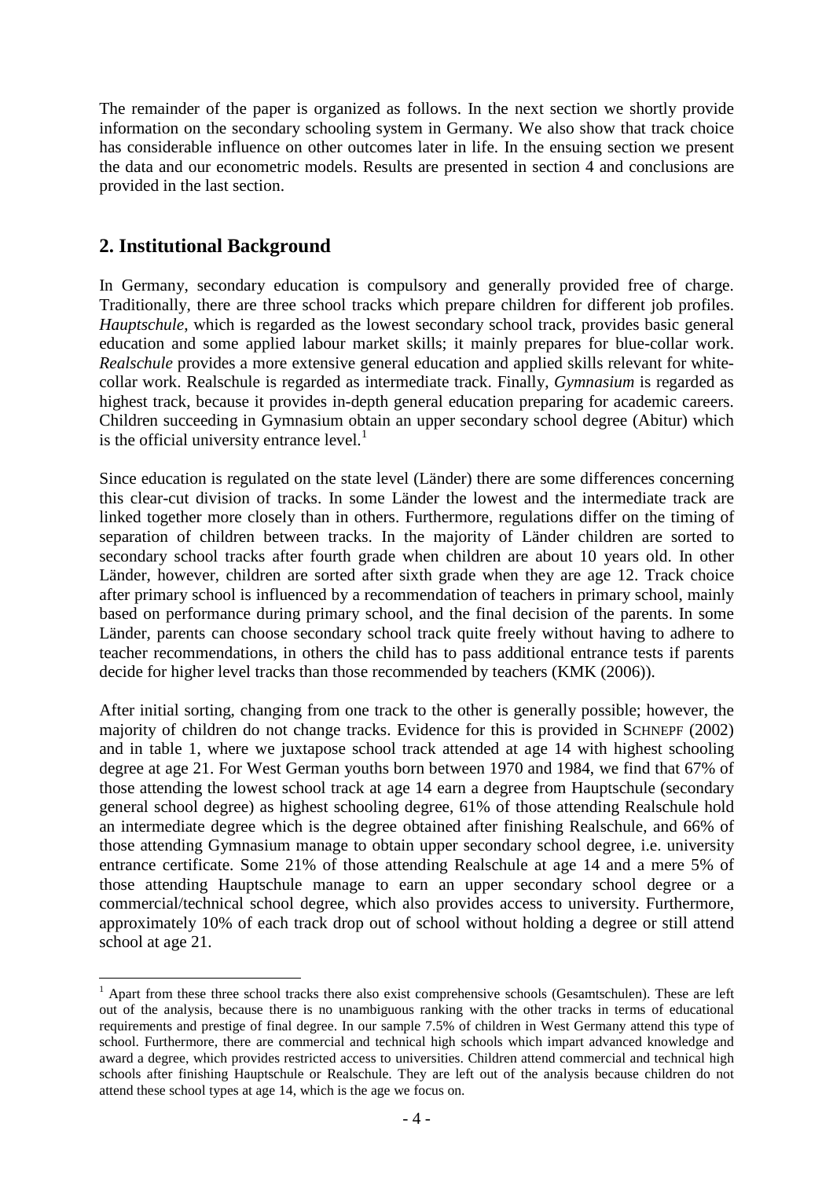The remainder of the paper is organized as follows. In the next section we shortly provide information on the secondary schooling system in Germany. We also show that track choice has considerable influence on other outcomes later in life. In the ensuing section we present the data and our econometric models. Results are presented in section 4 and conclusions are provided in the last section.

## 2. Institutional Background

In Germany, secondary education is compulsory and generally provided free of charge. Traditionally, there are three school tracks which prepare children for different job profiles. *Hauptschule*, which is regarded as the lowest secondary school track, provides basic general education and some applied labour market skills; it mainly prepares for blue-collar work. *Realschule* provides a more extensive general education and applied skills relevant for white-collar work. Realschule is regarded as intermediate track. Finally, *Gymnasium* is regarded as highest track, because it provides in-depth general education preparing for academic careers. Children succeeding in Gymnasium obtain an upper secondary school degree (Abitur) which is the official university entrance level.[1]

Since education is regulated on the state level (Länder) there are some differences concerning this clear-cut division of tracks. In some Länder the lowest and the intermediate track are linked together more closely than in others. Furthermore, regulations differ on the timing of separation of children between tracks. In the majority of Länder children are sorted to secondary school tracks after fourth grade when children are about 10 years old. In other Länder, however, children are sorted after sixth grade when they are age 12. Track choice after primary school is influenced by a recommendation of teachers in primary school, mainly based on performance during primary school, and the final decision of the parents. In some Länder, parents can choose secondary school track quite freely without having to adhere to teacher recommendations, in others the child has to pass additional entrance tests if parents decide for higher level tracks than those recommended by teachers (KMK (2006)).

After initial sorting, changing from one track to the other is generally possible; however, the majority of children do not change tracks. Evidence for this is provided in SCHNEPF (2002) and in table 1, where we juxtapose school track attended at age 14 with highest schooling degree at age 21. For West German youths born between 1970 and 1984, we find that 67% of those attending the lowest school track at age 14 earn a degree from Hauptschule (secondary general school degree) as highest schooling degree, 61% of those attending Realschule hold an intermediate degree which is the degree obtained after finishing Realschule, and 66% of those attending Gymnasium manage to obtain upper secondary school degree, i.e. university entrance certificate. Some 21% of those attending Realschule at age 14 and a mere 5% of those attending Hauptschule manage to earn an upper secondary school degree or a commercial/technical school degree, which also provides access to university. Furthermore, approximately 10% of each track drop out of school without holding a degree or still attend school at age 21.

[1] Apart from these three school tracks there also exist comprehensive schools (Gesamtschulen). These are left out of the analysis, because there is no unambiguous ranking with the other tracks in terms of educational requirements and prestige of final degree. In our sample 7.5% of children in West Germany attend this type of school. Furthermore, there are commercial and technical high schools which impart advanced knowledge and award a degree, which provides restricted access to universities. Children attend commercial and technical high schools after finishing Hauptschule or Realschule. They are left out of the analysis because children do not attend these school types at age 14, which is the age we focus on.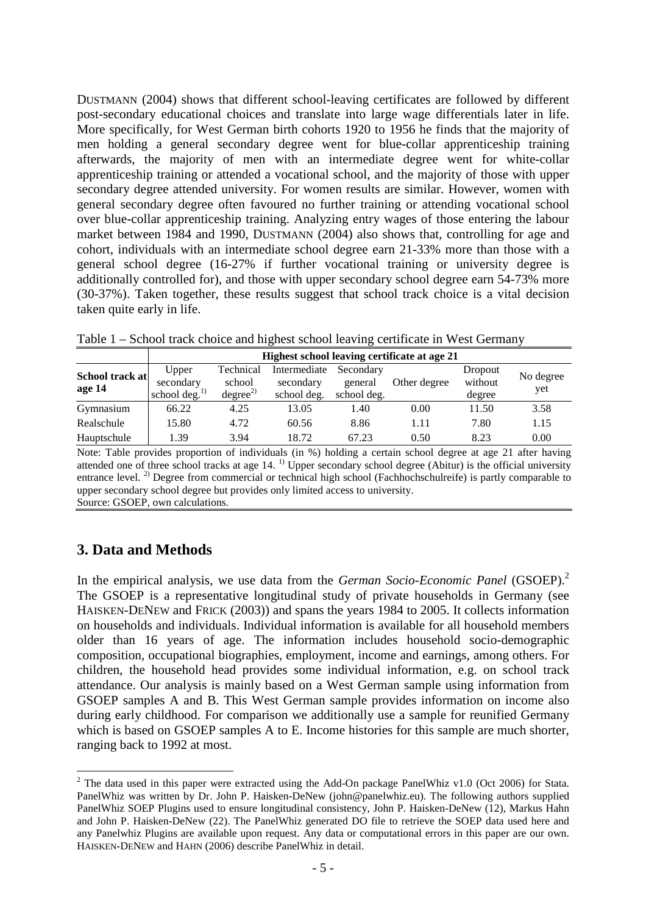DUSTMANN (2004) shows that different school-leaving certificates are followed by different post-secondary educational choices and translate into large wage differentials later in life. More specifically, for West German birth cohorts 1920 to 1956 he finds that the majority of men holding a general secondary degree went for blue-collar apprenticeship training afterwards, the majority of men with an intermediate degree went for white-collar apprenticeship training or attended a vocational school, and the majority of those with upper secondary degree attended university. For women results are similar. However, women with general secondary degree often favoured no further training or attending vocational school over blue-collar apprenticeship training. Analyzing entry wages of those entering the labour market between 1984 and 1990, DUSTMANN (2004) also shows that, controlling for age and cohort, individuals with an intermediate school degree earn 21-33% more than those with a general school degree (16-27% if further vocational training or university degree is additionally controlled for), and those with upper secondary school degree earn 54-73% more (30-37%). Taken together, these results suggest that school track choice is a vital decision taken quite early in life.

Table 1 – School track choice and highest school leaving certificate in West Germany

| School track at age 14 | Highest school leaving certificate at age 21 | | | | | | |
|---|---|---|---|---|---|---|---|
| | Upper secondary school deg.[1] | Technical school degree[2] | Intermediate secondary school deg. | Secondary general school deg. | Other degree | Dropout without degree | No degree yet |
| Gymnasium | 66.22 | 4.25 | 13.05 | 1.40 | 0.00 | 11.50 | 3.58 |
| Realschule | 15.80 | 4.72 | 60.56 | 8.86 | 1.11 | 7.80 | 1.15 |
| Hauptschule | 1.39 | 3.94 | 18.72 | 67.23 | 0.50 | 8.23 | 0.00 |

Note: Table provides proportion of individuals (in %) holding a certain school degree at age 21 after having attended one of three school tracks at age 14. [1] Upper secondary school degree (Abitur) is the official university entrance level. [2] Degree from commercial or technical high school (Fachhochschulreife) is partly comparable to upper secondary school degree but provides only limited access to university.
Source: GSOEP, own calculations.

## 3. Data and Methods

In the empirical analysis, we use data from the *German Socio-Economic Panel* (GSOEP).[2] The GSOEP is a representative longitudinal study of private households in Germany (see HAISKEN-DENEW and FRICK (2003)) and spans the years 1984 to 2005. It collects information on households and individuals. Individual information is available for all household members older than 16 years of age. The information includes household socio-demographic composition, occupational biographies, employment, income and earnings, among others. For children, the household head provides some individual information, e.g. on school track attendance. Our analysis is mainly based on a West German sample using information from GSOEP samples A and B. This West German sample provides information on income also during early childhood. For comparison we additionally use a sample for reunified Germany which is based on GSOEP samples A to E. Income histories for this sample are much shorter, ranging back to 1992 at most.

[2] The data used in this paper were extracted using the Add-On package PanelWhiz v1.0 (Oct 2006) for Stata. PanelWhiz was written by Dr. John P. Haisken-DeNew (john@panelwhiz.eu). The following authors supplied PanelWhiz SOEP Plugins used to ensure longitudinal consistency, John P. Haisken-DeNew (12), Markus Hahn and John P. Haisken-DeNew (22). The PanelWhiz generated DO file to retrieve the SOEP data used here and any Panelwhiz Plugins are available upon request. Any data or computational errors in this paper are our own. HAISKEN-DENEW and HAHN (2006) describe PanelWhiz in detail.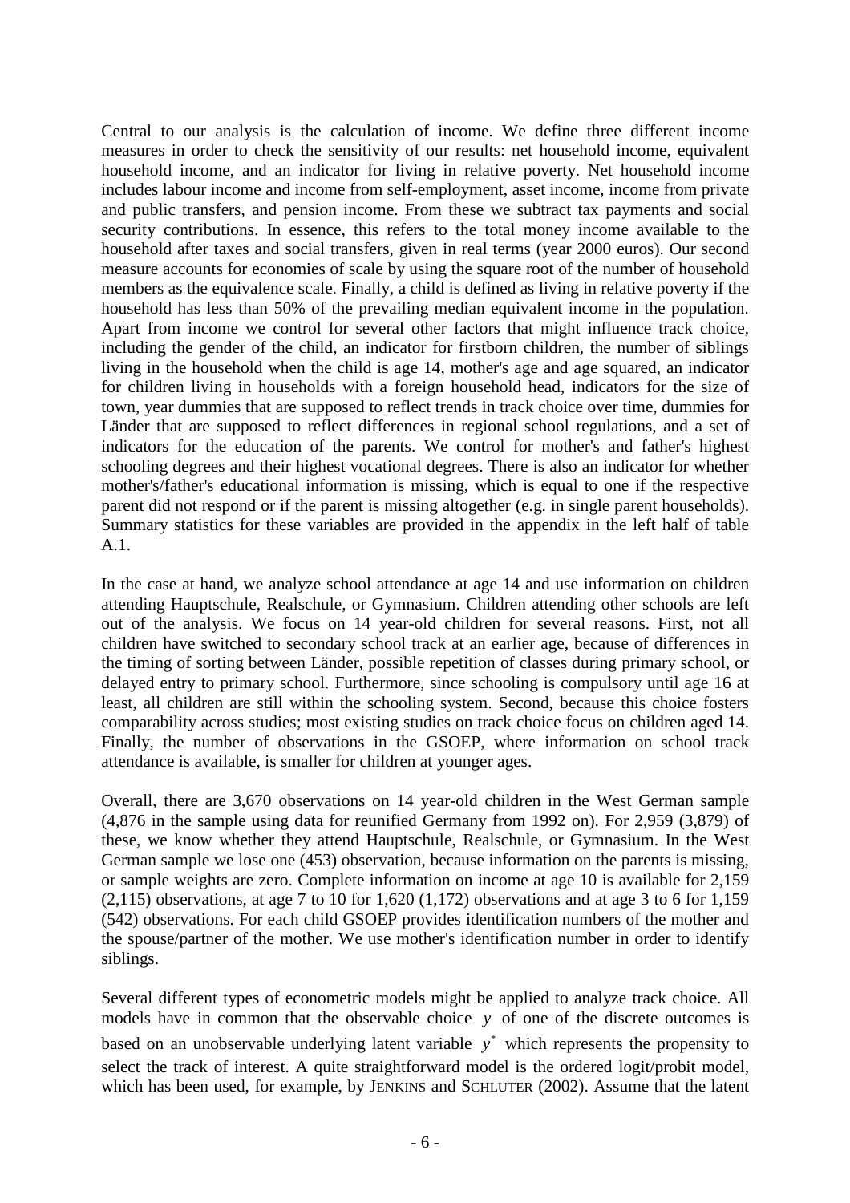Central to our analysis is the calculation of income. We define three different income measures in order to check the sensitivity of our results: net household income, equivalent household income, and an indicator for living in relative poverty. Net household income includes labour income and income from self-employment, asset income, income from private and public transfers, and pension income. From these we subtract tax payments and social security contributions. In essence, this refers to the total money income available to the household after taxes and social transfers, given in real terms (year 2000 euros). Our second measure accounts for economies of scale by using the square root of the number of household members as the equivalence scale. Finally, a child is defined as living in relative poverty if the household has less than 50% of the prevailing median equivalent income in the population. Apart from income we control for several other factors that might influence track choice, including the gender of the child, an indicator for firstborn children, the number of siblings living in the household when the child is age 14, mother's age and age squared, an indicator for children living in households with a foreign household head, indicators for the size of town, year dummies that are supposed to reflect trends in track choice over time, dummies for Länder that are supposed to reflect differences in regional school regulations, and a set of indicators for the education of the parents. We control for mother's and father's highest schooling degrees and their highest vocational degrees. There is also an indicator for whether mother's/father's educational information is missing, which is equal to one if the respective parent did not respond or if the parent is missing altogether (e.g. in single parent households). Summary statistics for these variables are provided in the appendix in the left half of table A.1.

In the case at hand, we analyze school attendance at age 14 and use information on children attending Hauptschule, Realschule, or Gymnasium. Children attending other schools are left out of the analysis. We focus on 14 year-old children for several reasons. First, not all children have switched to secondary school track at an earlier age, because of differences in the timing of sorting between Länder, possible repetition of classes during primary school, or delayed entry to primary school. Furthermore, since schooling is compulsory until age 16 at least, all children are still within the schooling system. Second, because this choice fosters comparability across studies; most existing studies on track choice focus on children aged 14. Finally, the number of observations in the GSOEP, where information on school track attendance is available, is smaller for children at younger ages.

Overall, there are 3,670 observations on 14 year-old children in the West German sample (4,876 in the sample using data for reunified Germany from 1992 on). For 2,959 (3,879) of these, we know whether they attend Hauptschule, Realschule, or Gymnasium. In the West German sample we lose one (453) observation, because information on the parents is missing, or sample weights are zero. Complete information on income at age 10 is available for 2,159 (2,115) observations, at age 7 to 10 for 1,620 (1,172) observations and at age 3 to 6 for 1,159 (542) observations. For each child GSOEP provides identification numbers of the mother and the spouse/partner of the mother. We use mother's identification number in order to identify siblings.

Several different types of econometric models might be applied to analyze track choice. All models have in common that the observable choice $y$ of one of the discrete outcomes is based on an unobservable underlying latent variable $y^*$ which represents the propensity to select the track of interest. A quite straightforward model is the ordered logit/probit model, which has been used, for example, by JENKINS and SCHLUTER (2002). Assume that the latent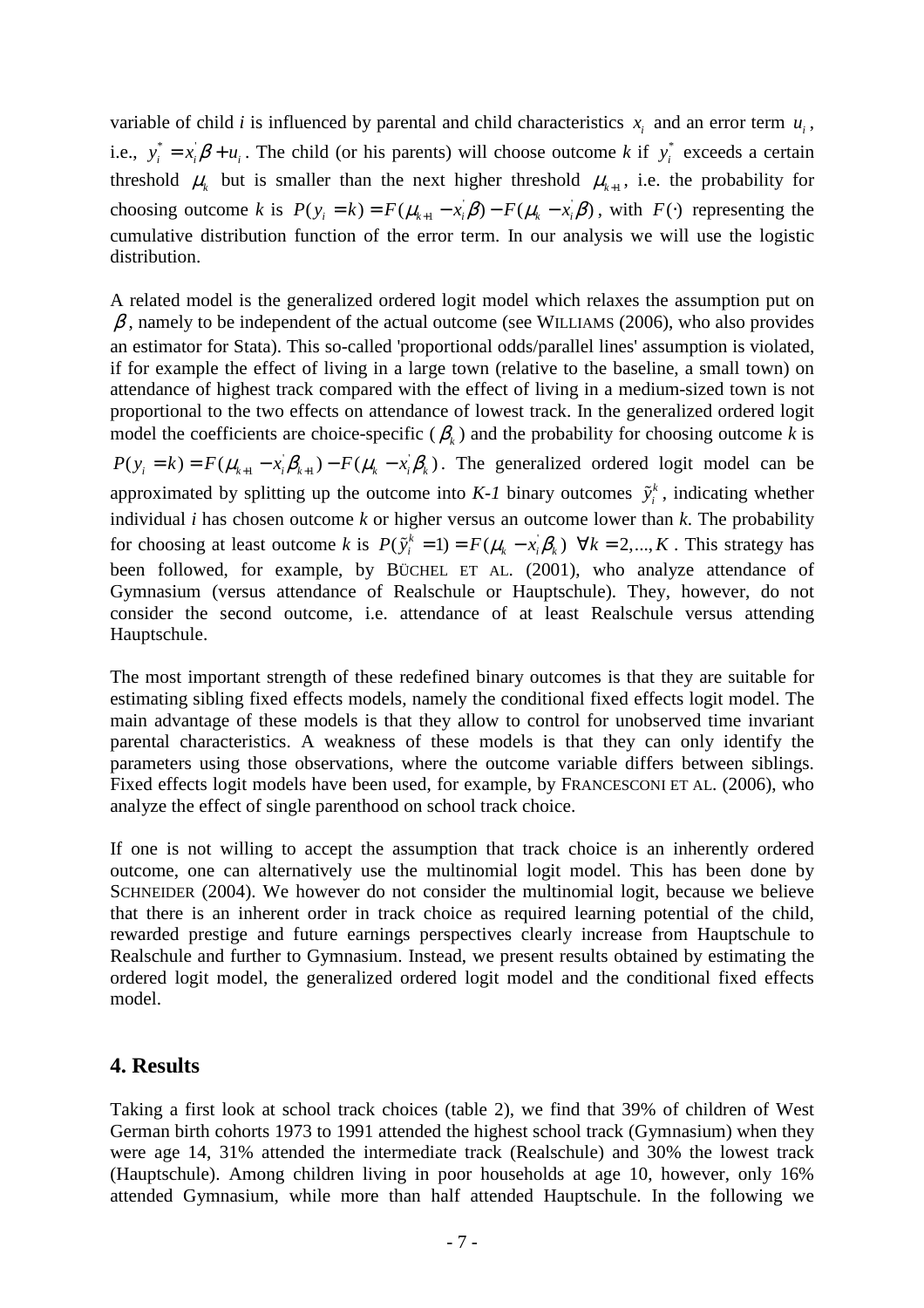variable of child *i* is influenced by parental and child characteristics $x_i$ and an error term $u_i$, i.e., $y_i^* = x_i'\beta + u_i$. The child (or his parents) will choose outcome *k* if $y_i^*$ exceeds a certain threshold $\mu_k$ but is smaller than the next higher threshold $\mu_{k+1}$, i.e. the probability for choosing outcome *k* is $P(y_i = k) = F(\mu_{k+1} - x_i'\beta) - F(\mu_k - x_i'\beta)$, with $F(\cdot)$ representing the cumulative distribution function of the error term. In our analysis we will use the logistic distribution.

A related model is the generalized ordered logit model which relaxes the assumption put on $\beta$, namely to be independent of the actual outcome (see WILLIAMS (2006), who also provides an estimator for Stata). This so-called 'proportional odds/parallel lines' assumption is violated, if for example the effect of living in a large town (relative to the baseline, a small town) on attendance of highest track compared with the effect of living in a medium-sized town is not proportional to the two effects on attendance of lowest track. In the generalized ordered logit model the coefficients are choice-specific ($\beta_k$) and the probability for choosing outcome *k* is $P(y_i = k) = F(\mu_{k+1} - x_i'\beta_{k+1}) - F(\mu_k - x_i'\beta_k)$. The generalized ordered logit model can be approximated by splitting up the outcome into *K-1* binary outcomes $\tilde{y}_i^k$, indicating whether individual *i* has chosen outcome *k* or higher versus an outcome lower than *k*. The probability for choosing at least outcome *k* is $P(\tilde{y}_i^k = 1) = F(\mu_k - x_i'\beta_k) \;\; \forall k = 2,...,K$. This strategy has been followed, for example, by BÜCHEL ET AL. (2001), who analyze attendance of Gymnasium (versus attendance of Realschule or Hauptschule). They, however, do not consider the second outcome, i.e. attendance of at least Realschule versus attending Hauptschule.

The most important strength of these redefined binary outcomes is that they are suitable for estimating sibling fixed effects models, namely the conditional fixed effects logit model. The main advantage of these models is that they allow to control for unobserved time invariant parental characteristics. A weakness of these models is that they can only identify the parameters using those observations, where the outcome variable differs between siblings. Fixed effects logit models have been used, for example, by FRANCESCONI ET AL. (2006), who analyze the effect of single parenthood on school track choice.

If one is not willing to accept the assumption that track choice is an inherently ordered outcome, one can alternatively use the multinomial logit model. This has been done by SCHNEIDER (2004). We however do not consider the multinomial logit, because we believe that there is an inherent order in track choice as required learning potential of the child, rewarded prestige and future earnings perspectives clearly increase from Hauptschule to Realschule and further to Gymnasium. Instead, we present results obtained by estimating the ordered logit model, the generalized ordered logit model and the conditional fixed effects model.

## 4. Results

Taking a first look at school track choices (table 2), we find that 39% of children of West German birth cohorts 1973 to 1991 attended the highest school track (Gymnasium) when they were age 14, 31% attended the intermediate track (Realschule) and 30% the lowest track (Hauptschule). Among children living in poor households at age 10, however, only 16% attended Gymnasium, while more than half attended Hauptschule. In the following we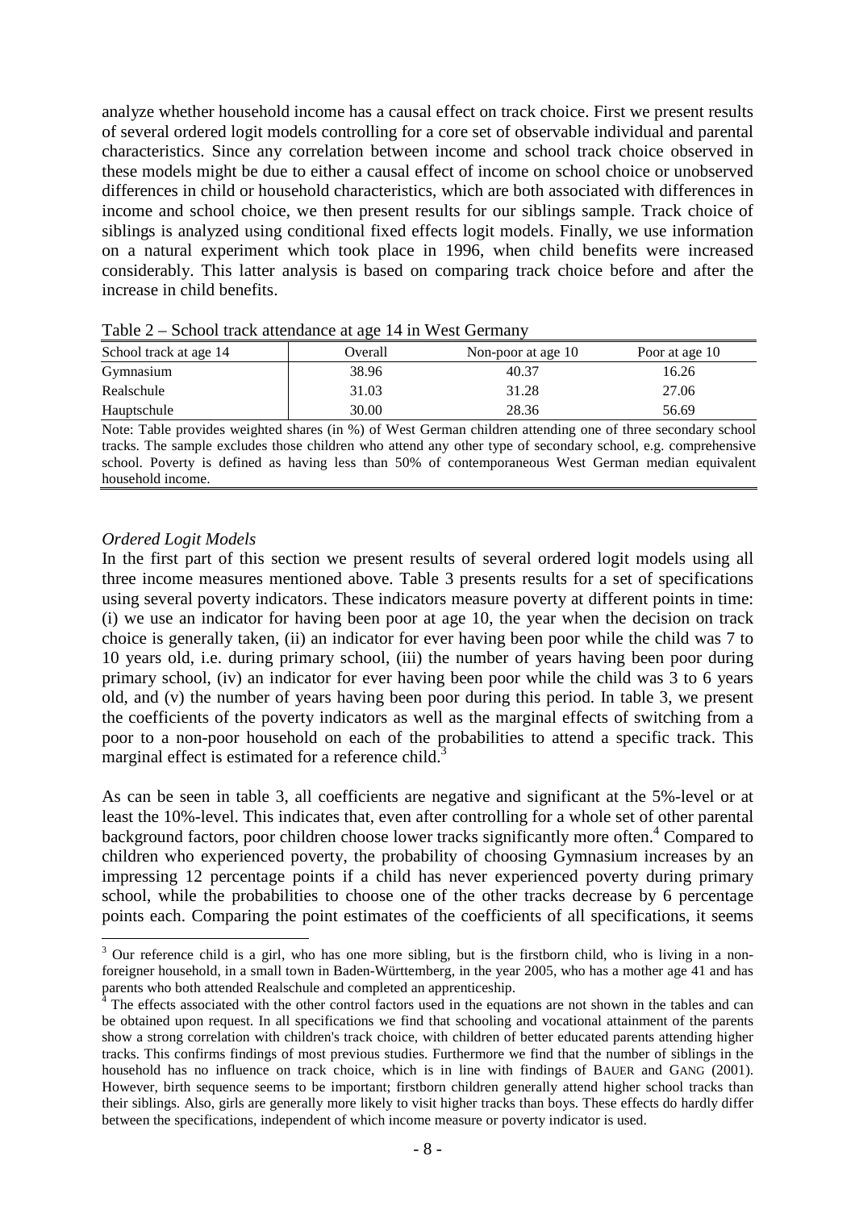analyze whether household income has a causal effect on track choice. First we present results of several ordered logit models controlling for a core set of observable individual and parental characteristics. Since any correlation between income and school track choice observed in these models might be due to either a causal effect of income on school choice or unobserved differences in child or household characteristics, which are both associated with differences in income and school choice, we then present results for our siblings sample. Track choice of siblings is analyzed using conditional fixed effects logit models. Finally, we use information on a natural experiment which took place in 1996, when child benefits were increased considerably. This latter analysis is based on comparing track choice before and after the increase in child benefits.

Table 2 – School track attendance at age 14 in West Germany

| School track at age 14 | Overall | Non-poor at age 10 | Poor at age 10 |
|---|---|---|---|
| Gymnasium | 38.96 | 40.37 | 16.26 |
| Realschule | 31.03 | 31.28 | 27.06 |
| Hauptschule | 30.00 | 28.36 | 56.69 |

Note: Table provides weighted shares (in %) of West German children attending one of three secondary school tracks. The sample excludes those children who attend any other type of secondary school, e.g. comprehensive school. Poverty is defined as having less than 50% of contemporaneous West German median equivalent household income.

*Ordered Logit Models*

In the first part of this section we present results of several ordered logit models using all three income measures mentioned above. Table 3 presents results for a set of specifications using several poverty indicators. These indicators measure poverty at different points in time: (i) we use an indicator for having been poor at age 10, the year when the decision on track choice is generally taken, (ii) an indicator for ever having been poor while the child was 7 to 10 years old, i.e. during primary school, (iii) the number of years having been poor during primary school, (iv) an indicator for ever having been poor while the child was 3 to 6 years old, and (v) the number of years having been poor during this period. In table 3, we present the coefficients of the poverty indicators as well as the marginal effects of switching from a poor to a non-poor household on each of the probabilities to attend a specific track. This marginal effect is estimated for a reference child.[3]

As can be seen in table 3, all coefficients are negative and significant at the 5%-level or at least the 10%-level. This indicates that, even after controlling for a whole set of other parental background factors, poor children choose lower tracks significantly more often.[4] Compared to children who experienced poverty, the probability of choosing Gymnasium increases by an impressing 12 percentage points if a child has never experienced poverty during primary school, while the probabilities to choose one of the other tracks decrease by 6 percentage points each. Comparing the point estimates of the coefficients of all specifications, it seems

[3] Our reference child is a girl, who has one more sibling, but is the firstborn child, who is living in a non-foreigner household, in a small town in Baden-Württemberg, in the year 2005, who has a mother age 41 and has parents who both attended Realschule and completed an apprenticeship.

[4] The effects associated with the other control factors used in the equations are not shown in the tables and can be obtained upon request. In all specifications we find that schooling and vocational attainment of the parents show a strong correlation with children's track choice, with children of better educated parents attending higher tracks. This confirms findings of most previous studies. Furthermore we find that the number of siblings in the household has no influence on track choice, which is in line with findings of BAUER and GANG (2001). However, birth sequence seems to be important; firstborn children generally attend higher school tracks than their siblings. Also, girls are generally more likely to visit higher tracks than boys. These effects do hardly differ between the specifications, independent of which income measure or poverty indicator is used.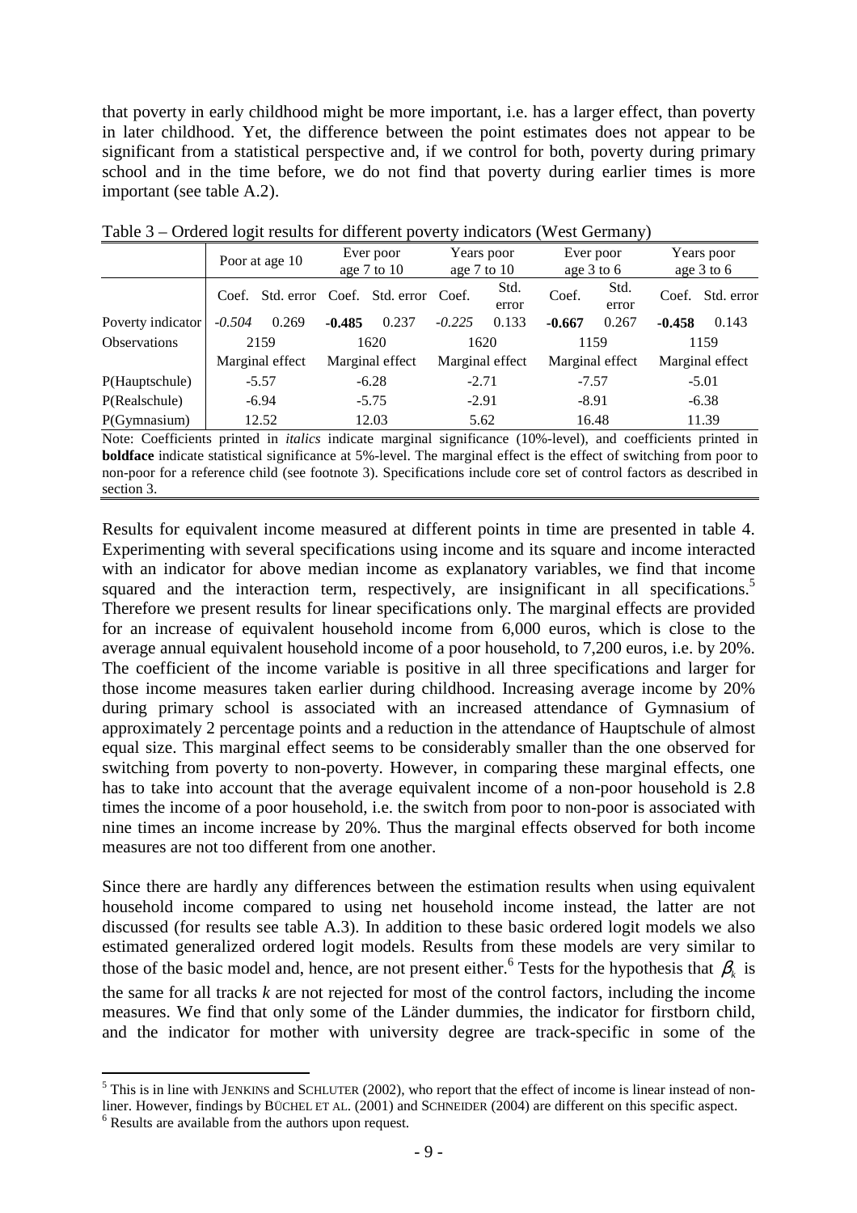that poverty in early childhood might be more important, i.e. has a larger effect, than poverty in later childhood. Yet, the difference between the point estimates does not appear to be significant from a statistical perspective and, if we control for both, poverty during primary school and in the time before, we do not find that poverty during earlier times is more important (see table A.2).

Table 3 – Ordered logit results for different poverty indicators (West Germany)

| | Poor at age 10 | | Ever poor age 7 to 10 | | Years poor age 7 to 10 | | Ever poor age 3 to 6 | | Years poor age 3 to 6 | |
|---|---|---|---|---|---|---|---|---|---|---|
| | Coef. | Std. error | Coef. | Std. error | Coef. | Std. error | Coef. | Std. error | Coef. | Std. error |
| Poverty indicator | *-0.504* | 0.269 | **-0.485** | 0.237 | *-0.225* | 0.133 | **-0.667** | 0.267 | **-0.458** | 0.143 |
| Observations | 2159 | | 1620 | | 1620 | | 1159 | | 1159 | |
| | Marginal effect | | Marginal effect | | Marginal effect | | Marginal effect | | Marginal effect | |
| P(Hauptschule) | -5.57 | | -6.28 | | -2.71 | | -7.57 | | -5.01 | |
| P(Realschule) | -6.94 | | -5.75 | | -2.91 | | -8.91 | | -6.38 | |
| P(Gymnasium) | 12.52 | | 12.03 | | 5.62 | | 16.48 | | 11.39 | |

Note: Coefficients printed in *italics* indicate marginal significance (10%-level), and coefficients printed in **boldface** indicate statistical significance at 5%-level. The marginal effect is the effect of switching from poor to non-poor for a reference child (see footnote 3). Specifications include core set of control factors as described in section 3.

Results for equivalent income measured at different points in time are presented in table 4. Experimenting with several specifications using income and its square and income interacted with an indicator for above median income as explanatory variables, we find that income squared and the interaction term, respectively, are insignificant in all specifications.[5] Therefore we present results for linear specifications only. The marginal effects are provided for an increase of equivalent household income from 6,000 euros, which is close to the average annual equivalent household income of a poor household, to 7,200 euros, i.e. by 20%. The coefficient of the income variable is positive in all three specifications and larger for those income measures taken earlier during childhood. Increasing average income by 20% during primary school is associated with an increased attendance of Gymnasium of approximately 2 percentage points and a reduction in the attendance of Hauptschule of almost equal size. This marginal effect seems to be considerably smaller than the one observed for switching from poverty to non-poverty. However, in comparing these marginal effects, one has to take into account that the average equivalent income of a non-poor household is 2.8 times the income of a poor household, i.e. the switch from poor to non-poor is associated with nine times an income increase by 20%. Thus the marginal effects observed for both income measures are not too different from one another.

Since there are hardly any differences between the estimation results when using equivalent household income compared to using net household income instead, the latter are not discussed (for results see table A.3). In addition to these basic ordered logit models we also estimated generalized ordered logit models. Results from these models are very similar to those of the basic model and, hence, are not present either.[6] Tests for the hypothesis that $\beta_k$ is the same for all tracks $k$ are not rejected for most of the control factors, including the income measures. We find that only some of the Länder dummies, the indicator for firstborn child, and the indicator for mother with university degree are track-specific in some of the

[5] This is in line with JENKINS and SCHLUTER (2002), who report that the effect of income is linear instead of non-liner. However, findings by BÜCHEL ET AL. (2001) and SCHNEIDER (2004) are different on this specific aspect.

[6] Results are available from the authors upon request.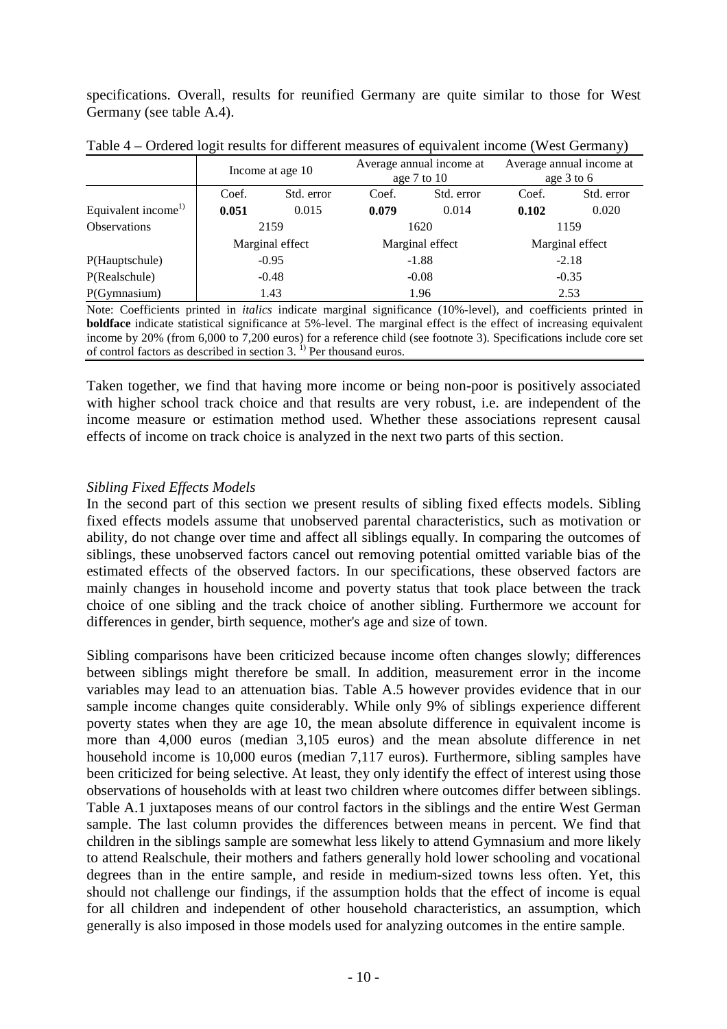specifications. Overall, results for reunified Germany are quite similar to those for West Germany (see table A.4).

Table 4 – Ordered logit results for different measures of equivalent income (West Germany)

| | Income at age 10 | | Average annual income at age 7 to 10 | | Average annual income at age 3 to 6 | |
|---|---|---|---|---|---|---|
| | Coef. | Std. error | Coef. | Std. error | Coef. | Std. error |
| Equivalent income[1)] | **0.051** | 0.015 | **0.079** | 0.014 | **0.102** | 0.020 |
| Observations | 2159 | | 1620 | | 1159 | |
| | Marginal effect | | Marginal effect | | Marginal effect | |
| P(Hauptschule) | -0.95 | | -1.88 | | -2.18 | |
| P(Realschule) | -0.48 | | -0.08 | | -0.35 | |
| P(Gymnasium) | 1.43 | | 1.96 | | 2.53 | |

Note: Coefficients printed in *italics* indicate marginal significance (10%-level), and coefficients printed in **boldface** indicate statistical significance at 5%-level. The marginal effect is the effect of increasing equivalent income by 20% (from 6,000 to 7,200 euros) for a reference child (see footnote 3). Specifications include core set of control factors as described in section 3. [1)] Per thousand euros.

Taken together, we find that having more income or being non-poor is positively associated with higher school track choice and that results are very robust, i.e. are independent of the income measure or estimation method used. Whether these associations represent causal effects of income on track choice is analyzed in the next two parts of this section.

*Sibling Fixed Effects Models*

In the second part of this section we present results of sibling fixed effects models. Sibling fixed effects models assume that unobserved parental characteristics, such as motivation or ability, do not change over time and affect all siblings equally. In comparing the outcomes of siblings, these unobserved factors cancel out removing potential omitted variable bias of the estimated effects of the observed factors. In our specifications, these observed factors are mainly changes in household income and poverty status that took place between the track choice of one sibling and the track choice of another sibling. Furthermore we account for differences in gender, birth sequence, mother's age and size of town.

Sibling comparisons have been criticized because income often changes slowly; differences between siblings might therefore be small. In addition, measurement error in the income variables may lead to an attenuation bias. Table A.5 however provides evidence that in our sample income changes quite considerably. While only 9% of siblings experience different poverty states when they are age 10, the mean absolute difference in equivalent income is more than 4,000 euros (median 3,105 euros) and the mean absolute difference in net household income is 10,000 euros (median 7,117 euros). Furthermore, sibling samples have been criticized for being selective. At least, they only identify the effect of interest using those observations of households with at least two children where outcomes differ between siblings. Table A.1 juxtaposes means of our control factors in the siblings and the entire West German sample. The last column provides the differences between means in percent. We find that children in the siblings sample are somewhat less likely to attend Gymnasium and more likely to attend Realschule, their mothers and fathers generally hold lower schooling and vocational degrees than in the entire sample, and reside in medium-sized towns less often. Yet, this should not challenge our findings, if the assumption holds that the effect of income is equal for all children and independent of other household characteristics, an assumption, which generally is also imposed in those models used for analyzing outcomes in the entire sample.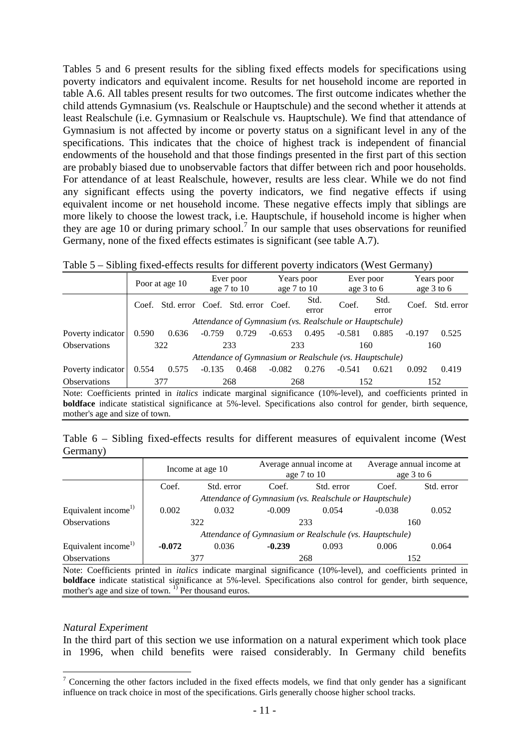Tables 5 and 6 present results for the sibling fixed effects models for specifications using poverty indicators and equivalent income. Results for net household income are reported in table A.6. All tables present results for two outcomes. The first outcome indicates whether the child attends Gymnasium (vs. Realschule or Hauptschule) and the second whether it attends at least Realschule (i.e. Gymnasium or Realschule vs. Hauptschule). We find that attendance of Gymnasium is not affected by income or poverty status on a significant level in any of the specifications. This indicates that the choice of highest track is independent of financial endowments of the household and that those findings presented in the first part of this section are probably biased due to unobservable factors that differ between rich and poor households. For attendance of at least Realschule, however, results are less clear. While we do not find any significant effects using the poverty indicators, we find negative effects if using equivalent income or net household income. These negative effects imply that siblings are more likely to choose the lowest track, i.e. Hauptschule, if household income is higher when they are age 10 or during primary school.[7] In our sample that uses observations for reunified Germany, none of the fixed effects estimates is significant (see table A.7).

Table 5 – Sibling fixed-effects results for different poverty indicators (West Germany)

| | Poor at age 10 | | Ever poor age 7 to 10 | | Years poor age 7 to 10 | | Ever poor age 3 to 6 | | Years poor age 3 to 6 | |
|---|---|---|---|---|---|---|---|---|---|---|
| | Coef. | Std. error | Coef. | Std. error | Coef. | Std. error | Coef. | Std. error | Coef. | Std. error |
| | *Attendance of Gymnasium (vs. Realschule or Hauptschule)* | | | | | | | | | |
| Poverty indicator | 0.590 | 0.636 | -0.759 | 0.729 | -0.653 | 0.495 | -0.581 | 0.885 | -0.197 | 0.525 |
| Observations | 322 | | 233 | | 233 | | 160 | | 160 | |
| | *Attendance of Gymnasium or Realschule (vs. Hauptschule)* | | | | | | | | | |
| Poverty indicator | 0.554 | 0.575 | -0.135 | 0.468 | -0.082 | 0.276 | -0.541 | 0.621 | 0.092 | 0.419 |
| Observations | 377 | | 268 | | 268 | | 152 | | 152 | |

Note: Coefficients printed in *italics* indicate marginal significance (10%-level), and coefficients printed in **boldface** indicate statistical significance at 5%-level. Specifications also control for gender, birth sequence, mother's age and size of town.

Table 6 – Sibling fixed-effects results for different measures of equivalent income (West Germany)

| | Income at age 10 | | Average annual income at age 7 to 10 | | Average annual income at age 3 to 6 | |
|---|---|---|---|---|---|---|
| | Coef. | Std. error | Coef. | Std. error | Coef. | Std. error |
| | *Attendance of Gymnasium (vs. Realschule or Hauptschule)* | | | | | |
| Equivalent income[1)] | 0.002 | 0.032 | -0.009 | 0.054 | -0.038 | 0.052 |
| Observations | 322 | | 233 | | 160 | |
| | *Attendance of Gymnasium or Realschule (vs. Hauptschule)* | | | | | |
| Equivalent income[1)] | **-0.072** | 0.036 | **-0.239** | 0.093 | 0.006 | 0.064 |
| Observations | 377 | | 268 | | 152 | |

Note: Coefficients printed in *italics* indicate marginal significance (10%-level), and coefficients printed in **boldface** indicate statistical significance at 5%-level. Specifications also control for gender, birth sequence, mother's age and size of town. [1)] Per thousand euros.

*Natural Experiment*

In the third part of this section we use information on a natural experiment which took place in 1996, when child benefits were raised considerably. In Germany child benefits

[7] Concerning the other factors included in the fixed effects models, we find that only gender has a significant influence on track choice in most of the specifications. Girls generally choose higher school tracks.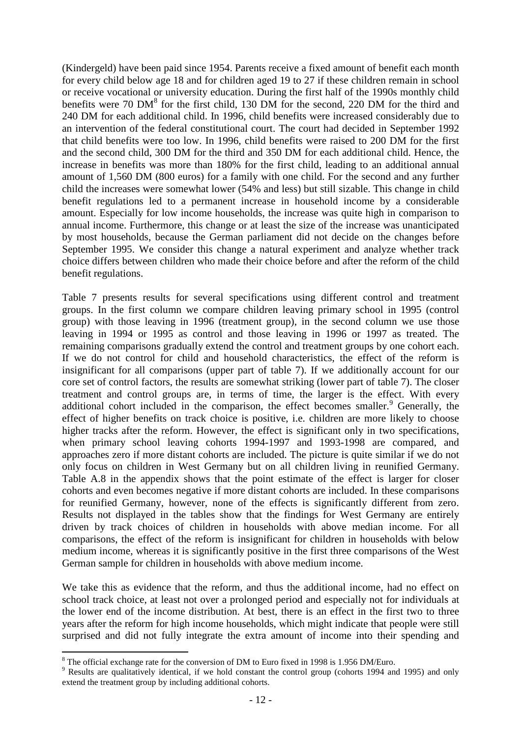(Kindergeld) have been paid since 1954. Parents receive a fixed amount of benefit each month for every child below age 18 and for children aged 19 to 27 if these children remain in school or receive vocational or university education. During the first half of the 1990s monthly child benefits were 70 DM[8] for the first child, 130 DM for the second, 220 DM for the third and 240 DM for each additional child. In 1996, child benefits were increased considerably due to an intervention of the federal constitutional court. The court had decided in September 1992 that child benefits were too low. In 1996, child benefits were raised to 200 DM for the first and the second child, 300 DM for the third and 350 DM for each additional child. Hence, the increase in benefits was more than 180% for the first child, leading to an additional annual amount of 1,560 DM (800 euros) for a family with one child. For the second and any further child the increases were somewhat lower (54% and less) but still sizable. This change in child benefit regulations led to a permanent increase in household income by a considerable amount. Especially for low income households, the increase was quite high in comparison to annual income. Furthermore, this change or at least the size of the increase was unanticipated by most households, because the German parliament did not decide on the changes before September 1995. We consider this change a natural experiment and analyze whether track choice differs between children who made their choice before and after the reform of the child benefit regulations.

Table 7 presents results for several specifications using different control and treatment groups. In the first column we compare children leaving primary school in 1995 (control group) with those leaving in 1996 (treatment group), in the second column we use those leaving in 1994 or 1995 as control and those leaving in 1996 or 1997 as treated. The remaining comparisons gradually extend the control and treatment groups by one cohort each. If we do not control for child and household characteristics, the effect of the reform is insignificant for all comparisons (upper part of table 7). If we additionally account for our core set of control factors, the results are somewhat striking (lower part of table 7). The closer treatment and control groups are, in terms of time, the larger is the effect. With every additional cohort included in the comparison, the effect becomes smaller.[9] Generally, the effect of higher benefits on track choice is positive, i.e. children are more likely to choose higher tracks after the reform. However, the effect is significant only in two specifications, when primary school leaving cohorts 1994-1997 and 1993-1998 are compared, and approaches zero if more distant cohorts are included. The picture is quite similar if we do not only focus on children in West Germany but on all children living in reunified Germany. Table A.8 in the appendix shows that the point estimate of the effect is larger for closer cohorts and even becomes negative if more distant cohorts are included. In these comparisons for reunified Germany, however, none of the effects is significantly different from zero. Results not displayed in the tables show that the findings for West Germany are entirely driven by track choices of children in households with above median income. For all comparisons, the effect of the reform is insignificant for children in households with below medium income, whereas it is significantly positive in the first three comparisons of the West German sample for children in households with above medium income.

We take this as evidence that the reform, and thus the additional income, had no effect on school track choice, at least not over a prolonged period and especially not for individuals at the lower end of the income distribution. At best, there is an effect in the first two to three years after the reform for high income households, which might indicate that people were still surprised and did not fully integrate the extra amount of income into their spending and

---

[8] The official exchange rate for the conversion of DM to Euro fixed in 1998 is 1.956 DM/Euro.

[9] Results are qualitatively identical, if we hold constant the control group (cohorts 1994 and 1995) and only extend the treatment group by including additional cohorts.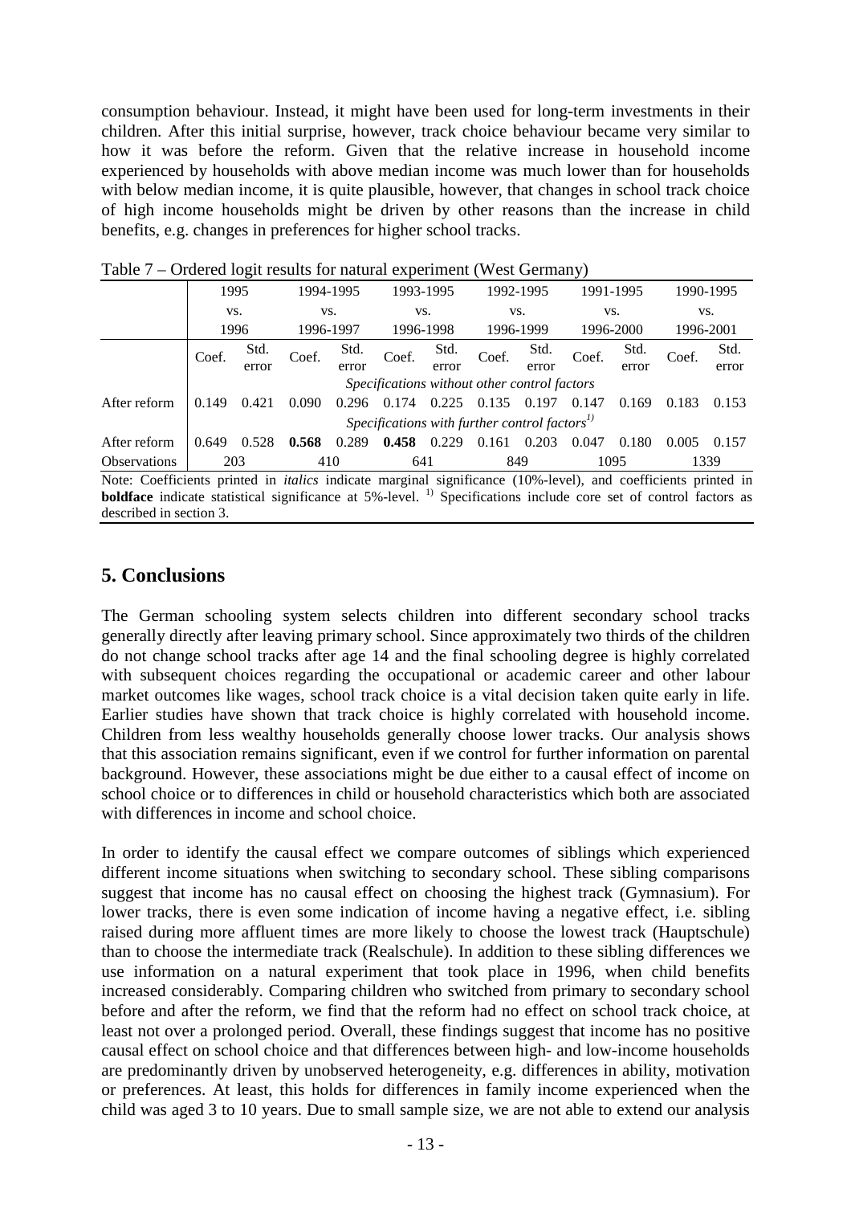consumption behaviour. Instead, it might have been used for long-term investments in their children. After this initial surprise, however, track choice behaviour became very similar to how it was before the reform. Given that the relative increase in household income experienced by households with above median income was much lower than for households with below median income, it is quite plausible, however, that changes in school track choice of high income households might be driven by other reasons than the increase in child benefits, e.g. changes in preferences for higher school tracks.

Table 7 – Ordered logit results for natural experiment (West Germany)

| | 1995 vs. 1996 | | 1994-1995 vs. 1996-1997 | | 1993-1995 vs. 1996-1998 | | 1992-1995 vs. 1996-1999 | | 1991-1995 vs. 1996-2000 | | 1990-1995 vs. 1996-2001 | |
|---|---|---|---|---|---|---|---|---|---|---|---|---|
| | Coef. | Std. error | Coef. | Std. error | Coef. | Std. error | Coef. | Std. error | Coef. | Std. error | Coef. | Std. error |
| | *Specifications without other control factors* | | | | | | | | | | | |
| After reform | 0.149 | 0.421 | 0.090 | 0.296 | 0.174 | 0.225 | 0.135 | 0.197 | 0.147 | 0.169 | 0.183 | 0.153 |
| | *Specifications with further control factors*[1)] | | | | | | | | | | | |
| After reform | 0.649 | 0.528 | **0.568** | 0.289 | **0.458** | 0.229 | 0.161 | 0.203 | 0.047 | 0.180 | 0.005 | 0.157 |
| Observations | 203 | | 410 | | 641 | | 849 | | 1095 | | 1339 | |

Note: Coefficients printed in *italics* indicate marginal significance (10%-level), and coefficients printed in **boldface** indicate statistical significance at 5%-level. [1)] Specifications include core set of control factors as described in section 3.

## 5. Conclusions

The German schooling system selects children into different secondary school tracks generally directly after leaving primary school. Since approximately two thirds of the children do not change school tracks after age 14 and the final schooling degree is highly correlated with subsequent choices regarding the occupational or academic career and other labour market outcomes like wages, school track choice is a vital decision taken quite early in life. Earlier studies have shown that track choice is highly correlated with household income. Children from less wealthy households generally choose lower tracks. Our analysis shows that this association remains significant, even if we control for further information on parental background. However, these associations might be due either to a causal effect of income on school choice or to differences in child or household characteristics which both are associated with differences in income and school choice.

In order to identify the causal effect we compare outcomes of siblings which experienced different income situations when switching to secondary school. These sibling comparisons suggest that income has no causal effect on choosing the highest track (Gymnasium). For lower tracks, there is even some indication of income having a negative effect, i.e. sibling raised during more affluent times are more likely to choose the lowest track (Hauptschule) than to choose the intermediate track (Realschule). In addition to these sibling differences we use information on a natural experiment that took place in 1996, when child benefits increased considerably. Comparing children who switched from primary to secondary school before and after the reform, we find that the reform had no effect on school track choice, at least not over a prolonged period. Overall, these findings suggest that income has no positive causal effect on school choice and that differences between high- and low-income households are predominantly driven by unobserved heterogeneity, e.g. differences in ability, motivation or preferences. At least, this holds for differences in family income experienced when the child was aged 3 to 10 years. Due to small sample size, we are not able to extend our analysis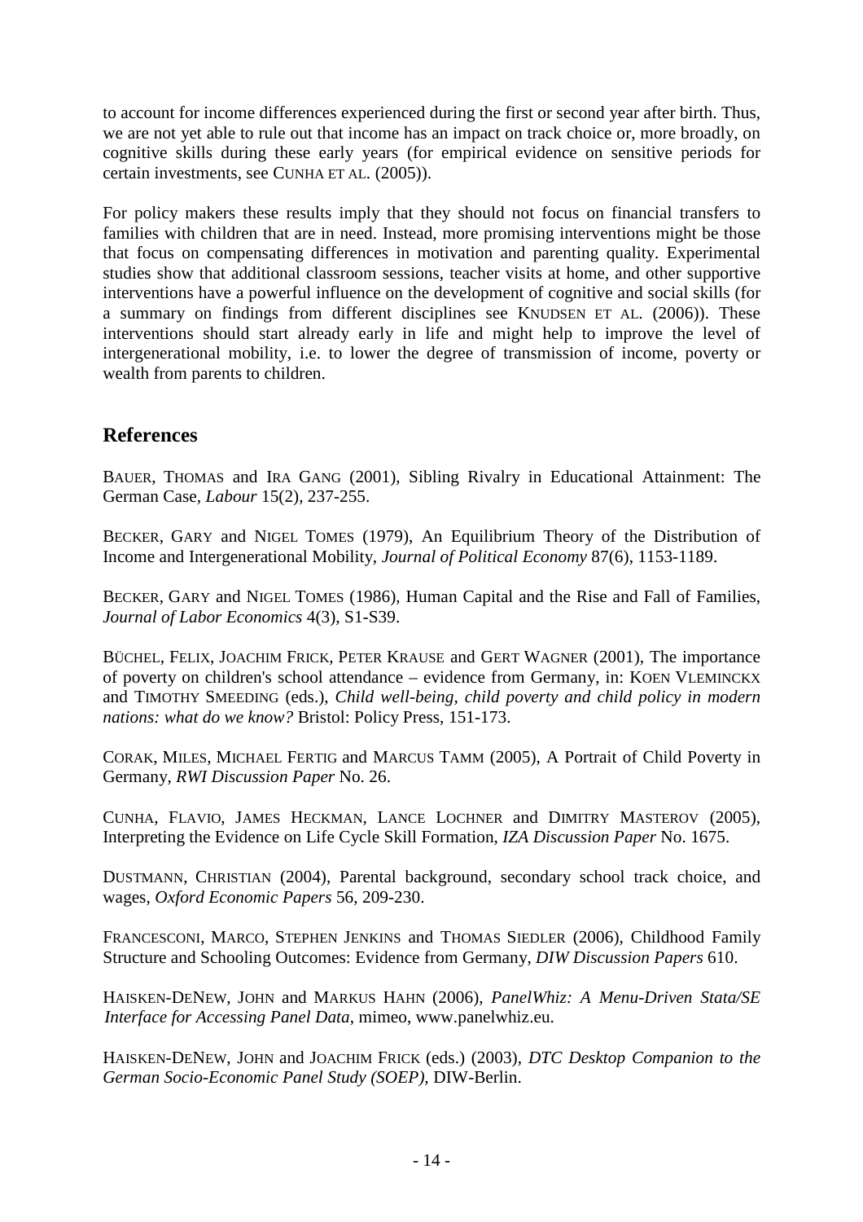to account for income differences experienced during the first or second year after birth. Thus, we are not yet able to rule out that income has an impact on track choice or, more broadly, on cognitive skills during these early years (for empirical evidence on sensitive periods for certain investments, see CUNHA ET AL. (2005)).

For policy makers these results imply that they should not focus on financial transfers to families with children that are in need. Instead, more promising interventions might be those that focus on compensating differences in motivation and parenting quality. Experimental studies show that additional classroom sessions, teacher visits at home, and other supportive interventions have a powerful influence on the development of cognitive and social skills (for a summary on findings from different disciplines see KNUDSEN ET AL. (2006)). These interventions should start already early in life and might help to improve the level of intergenerational mobility, i.e. to lower the degree of transmission of income, poverty or wealth from parents to children.

## References

BAUER, THOMAS and IRA GANG (2001), Sibling Rivalry in Educational Attainment: The German Case, *Labour* 15(2), 237-255.

BECKER, GARY and NIGEL TOMES (1979), An Equilibrium Theory of the Distribution of Income and Intergenerational Mobility, *Journal of Political Economy* 87(6), 1153-1189.

BECKER, GARY and NIGEL TOMES (1986), Human Capital and the Rise and Fall of Families, *Journal of Labor Economics* 4(3), S1-S39.

BÜCHEL, FELIX, JOACHIM FRICK, PETER KRAUSE and GERT WAGNER (2001), The importance of poverty on children's school attendance – evidence from Germany, in: KOEN VLEMINCKX and TIMOTHY SMEEDING (eds.), *Child well-being, child poverty and child policy in modern nations: what do we know?* Bristol: Policy Press, 151-173.

CORAK, MILES, MICHAEL FERTIG and MARCUS TAMM (2005), A Portrait of Child Poverty in Germany, *RWI Discussion Paper* No. 26.

CUNHA, FLAVIO, JAMES HECKMAN, LANCE LOCHNER and DIMITRY MASTEROV (2005), Interpreting the Evidence on Life Cycle Skill Formation, *IZA Discussion Paper* No. 1675.

DUSTMANN, CHRISTIAN (2004), Parental background, secondary school track choice, and wages, *Oxford Economic Papers* 56, 209-230.

FRANCESCONI, MARCO, STEPHEN JENKINS and THOMAS SIEDLER (2006), Childhood Family Structure and Schooling Outcomes: Evidence from Germany, *DIW Discussion Papers* 610.

HAISKEN-DENEW, JOHN and MARKUS HAHN (2006), *PanelWhiz: A Menu-Driven Stata/SE Interface for Accessing Panel Data*, mimeo, www.panelwhiz.eu.

HAISKEN-DENEW, JOHN and JOACHIM FRICK (eds.) (2003), *DTC Desktop Companion to the German Socio-Economic Panel Study (SOEP)*, DIW-Berlin.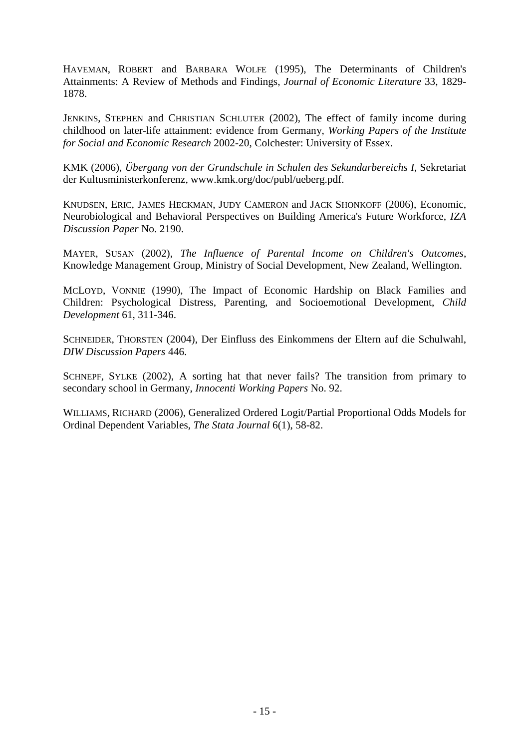HAVEMAN, ROBERT and BARBARA WOLFE (1995), The Determinants of Children's Attainments: A Review of Methods and Findings, *Journal of Economic Literature* 33, 1829-1878.

JENKINS, STEPHEN and CHRISTIAN SCHLUTER (2002), The effect of family income during childhood on later-life attainment: evidence from Germany, *Working Papers of the Institute for Social and Economic Research* 2002-20, Colchester: University of Essex.

KMK (2006), *Übergang von der Grundschule in Schulen des Sekundarbereichs I*, Sekretariat der Kultusministerkonferenz, www.kmk.org/doc/publ/ueberg.pdf.

KNUDSEN, ERIC, JAMES HECKMAN, JUDY CAMERON and JACK SHONKOFF (2006), Economic, Neurobiological and Behavioral Perspectives on Building America's Future Workforce, *IZA Discussion Paper* No. 2190.

MAYER, SUSAN (2002), *The Influence of Parental Income on Children's Outcomes*, Knowledge Management Group, Ministry of Social Development, New Zealand, Wellington.

MCLOYD, VONNIE (1990), The Impact of Economic Hardship on Black Families and Children: Psychological Distress, Parenting, and Socioemotional Development, *Child Development* 61, 311-346.

SCHNEIDER, THORSTEN (2004), Der Einfluss des Einkommens der Eltern auf die Schulwahl, *DIW Discussion Papers* 446.

SCHNEPF, SYLKE (2002), A sorting hat that never fails? The transition from primary to secondary school in Germany, *Innocenti Working Papers* No. 92.

WILLIAMS, RICHARD (2006), Generalized Ordered Logit/Partial Proportional Odds Models for Ordinal Dependent Variables, *The Stata Journal* 6(1), 58-82.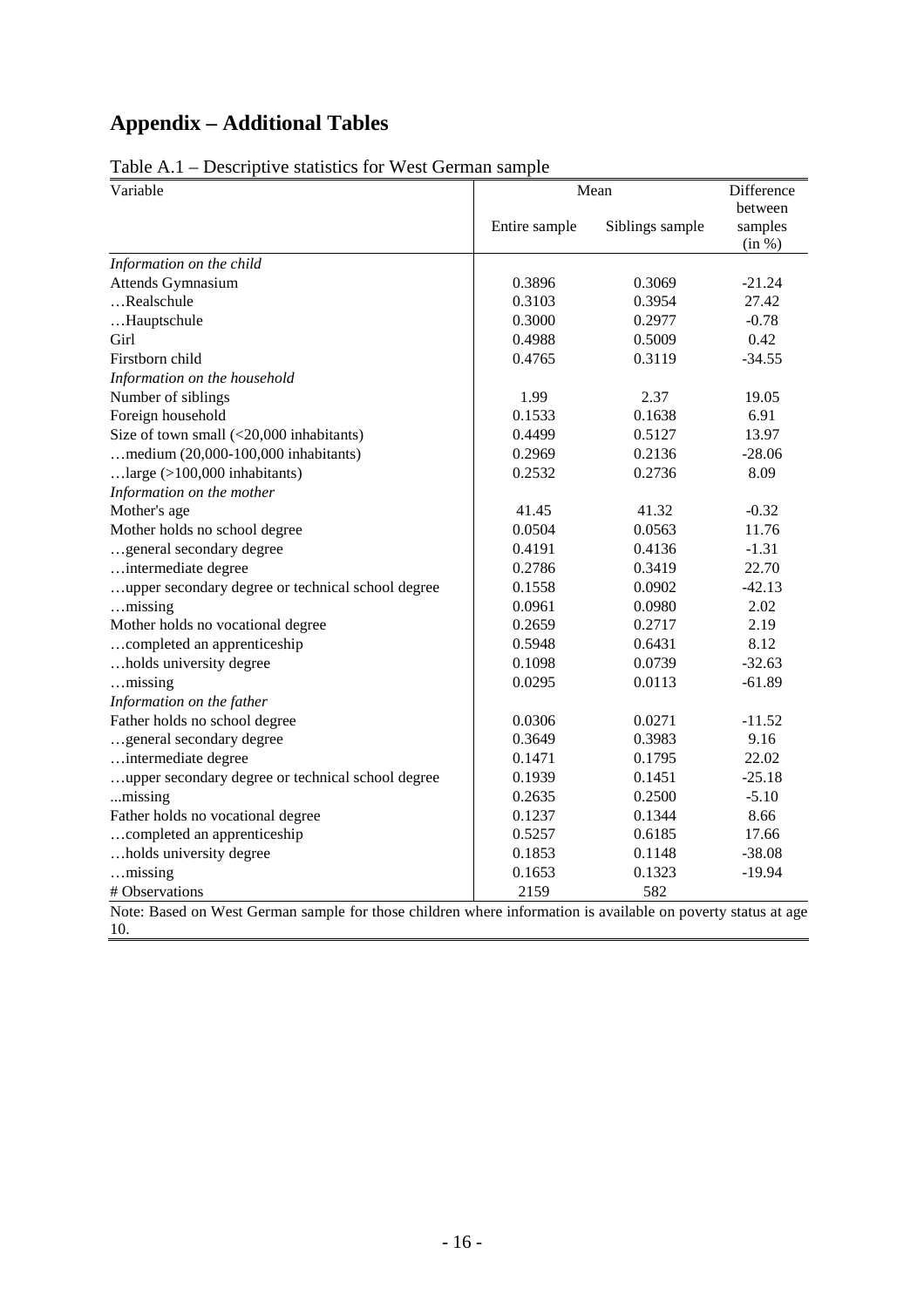# Appendix – Additional Tables

Table A.1 – Descriptive statistics for West German sample

| Variable | Mean | | Difference between samples (in %) |
|---|---|---|---|
| | Entire sample | Siblings sample | |
| *Information on the child* | | | |
| Attends Gymnasium | 0.3896 | 0.3069 | -21.24 |
| …Realschule | 0.3103 | 0.3954 | 27.42 |
| …Hauptschule | 0.3000 | 0.2977 | -0.78 |
| Girl | 0.4988 | 0.5009 | 0.42 |
| Firstborn child | 0.4765 | 0.3119 | -34.55 |
| *Information on the household* | | | |
| Number of siblings | 1.99 | 2.37 | 19.05 |
| Foreign household | 0.1533 | 0.1638 | 6.91 |
| Size of town small (<20,000 inhabitants) | 0.4499 | 0.5127 | 13.97 |
| …medium (20,000-100,000 inhabitants) | 0.2969 | 0.2136 | -28.06 |
| …large (>100,000 inhabitants) | 0.2532 | 0.2736 | 8.09 |
| *Information on the mother* | | | |
| Mother's age | 41.45 | 41.32 | -0.32 |
| Mother holds no school degree | 0.0504 | 0.0563 | 11.76 |
| …general secondary degree | 0.4191 | 0.4136 | -1.31 |
| …intermediate degree | 0.2786 | 0.3419 | 22.70 |
| …upper secondary degree or technical school degree | 0.1558 | 0.0902 | -42.13 |
| …missing | 0.0961 | 0.0980 | 2.02 |
| Mother holds no vocational degree | 0.2659 | 0.2717 | 2.19 |
| …completed an apprenticeship | 0.5948 | 0.6431 | 8.12 |
| …holds university degree | 0.1098 | 0.0739 | -32.63 |
| …missing | 0.0295 | 0.0113 | -61.89 |
| *Information on the father* | | | |
| Father holds no school degree | 0.0306 | 0.0271 | -11.52 |
| …general secondary degree | 0.3649 | 0.3983 | 9.16 |
| …intermediate degree | 0.1471 | 0.1795 | 22.02 |
| …upper secondary degree or technical school degree | 0.1939 | 0.1451 | -25.18 |
| ...missing | 0.2635 | 0.2500 | -5.10 |
| Father holds no vocational degree | 0.1237 | 0.1344 | 8.66 |
| …completed an apprenticeship | 0.5257 | 0.6185 | 17.66 |
| …holds university degree | 0.1853 | 0.1148 | -38.08 |
| …missing | 0.1653 | 0.1323 | -19.94 |
| # Observations | 2159 | 582 | |

Note: Based on West German sample for those children where information is available on poverty status at age 10.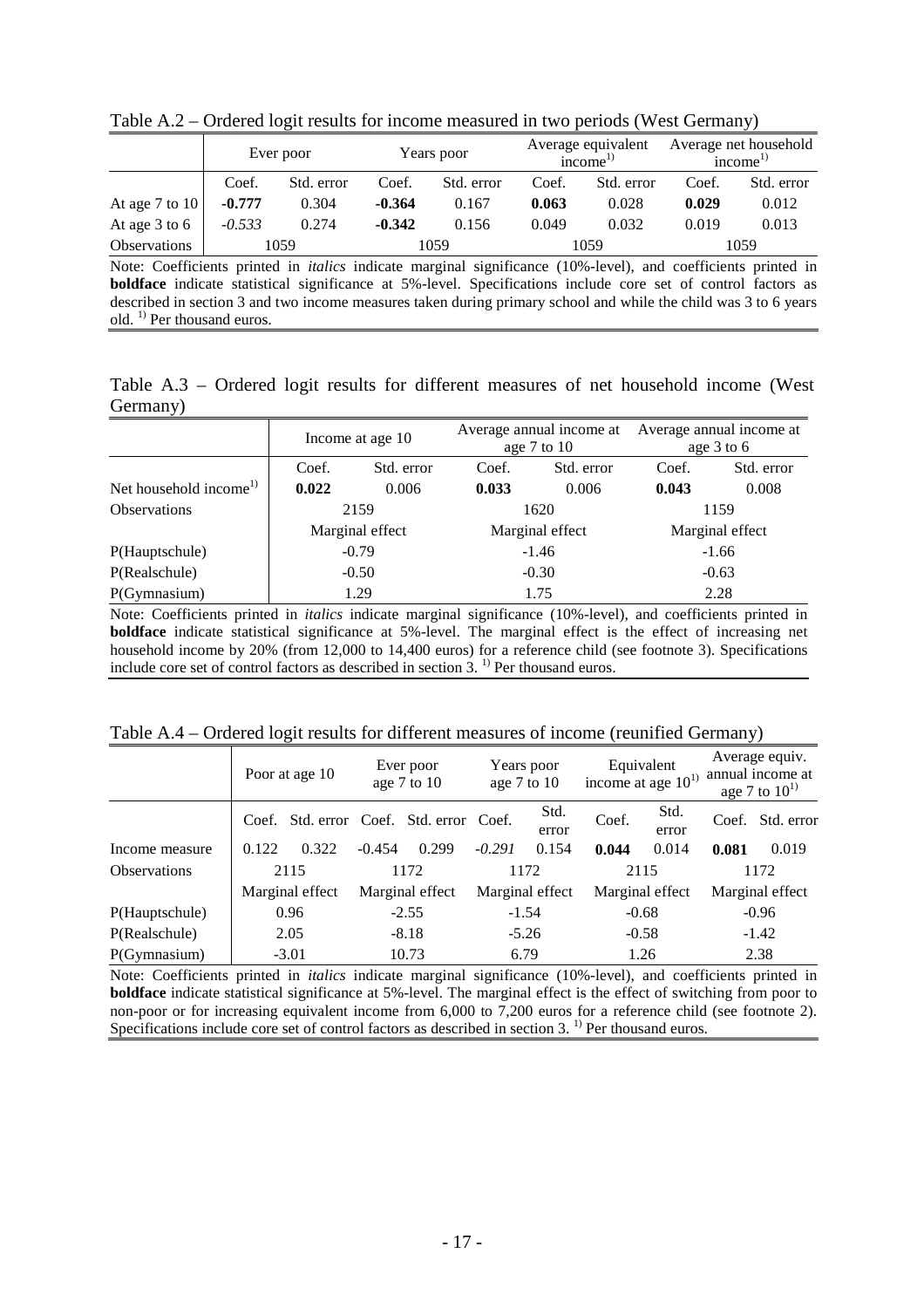Table A.2 – Ordered logit results for income measured in two periods (West Germany)

| | Ever poor | | Years poor | | Average equivalent income[1)] | | Average net household income[1)] | |
|---|---|---|---|---|---|---|---|---|
| | Coef. | Std. error | Coef. | Std. error | Coef. | Std. error | Coef. | Std. error |
| At age 7 to 10 | **-0.777** | 0.304 | **-0.364** | 0.167 | **0.063** | 0.028 | **0.029** | 0.012 |
| At age 3 to 6 | *-0.533* | 0.274 | **-0.342** | 0.156 | 0.049 | 0.032 | 0.019 | 0.013 |
| Observations | 1059 | | 1059 | | 1059 | | 1059 | |

Note: Coefficients printed in *italics* indicate marginal significance (10%-level), and coefficients printed in **boldface** indicate statistical significance at 5%-level. Specifications include core set of control factors as described in section 3 and two income measures taken during primary school and while the child was 3 to 6 years old. [1)] Per thousand euros.

Table A.3 – Ordered logit results for different measures of net household income (West Germany)

| | Income at age 10 | | Average annual income at age 7 to 10 | | Average annual income at age 3 to 6 | |
|---|---|---|---|---|---|---|
| | Coef. | Std. error | Coef. | Std. error | Coef. | Std. error |
| Net household income[1)] | **0.022** | 0.006 | **0.033** | 0.006 | **0.043** | 0.008 |
| Observations | 2159 | | 1620 | | 1159 | |
| | Marginal effect | | Marginal effect | | Marginal effect | |
| P(Hauptschule) | -0.79 | | -1.46 | | -1.66 | |
| P(Realschule) | -0.50 | | -0.30 | | -0.63 | |
| P(Gymnasium) | 1.29 | | 1.75 | | 2.28 | |

Note: Coefficients printed in *italics* indicate marginal significance (10%-level), and coefficients printed in **boldface** indicate statistical significance at 5%-level. The marginal effect is the effect of increasing net household income by 20% (from 12,000 to 14,400 euros) for a reference child (see footnote 3). Specifications include core set of control factors as described in section 3. [1)] Per thousand euros.

Table A.4 – Ordered logit results for different measures of income (reunified Germany)

| | Poor at age 10 | | Ever poor age 7 to 10 | | Years poor age 7 to 10 | | Equivalent income at age 10[1)] | | Average equiv. annual income at age 7 to 10[1)] | |
|---|---|---|---|---|---|---|---|---|---|---|
| | Coef. | Std. error | Coef. | Std. error | Coef. | Std. error | Coef. | Std. error | Coef. | Std. error |
| Income measure | 0.122 | 0.322 | -0.454 | 0.299 | *-0.291* | 0.154 | **0.044** | 0.014 | **0.081** | 0.019 |
| Observations | 2115 | | 1172 | | 1172 | | 2115 | | 1172 | |
| | Marginal effect | | Marginal effect | | Marginal effect | | Marginal effect | | Marginal effect | |
| P(Hauptschule) | 0.96 | | -2.55 | | -1.54 | | -0.68 | | -0.96 | |
| P(Realschule) | 2.05 | | -8.18 | | -5.26 | | -0.58 | | -1.42 | |
| P(Gymnasium) | -3.01 | | 10.73 | | 6.79 | | 1.26 | | 2.38 | |

Note: Coefficients printed in *italics* indicate marginal significance (10%-level), and coefficients printed in **boldface** indicate statistical significance at 5%-level. The marginal effect is the effect of switching from poor to non-poor or for increasing equivalent income from 6,000 to 7,200 euros for a reference child (see footnote 2). Specifications include core set of control factors as described in section 3. [1)] Per thousand euros.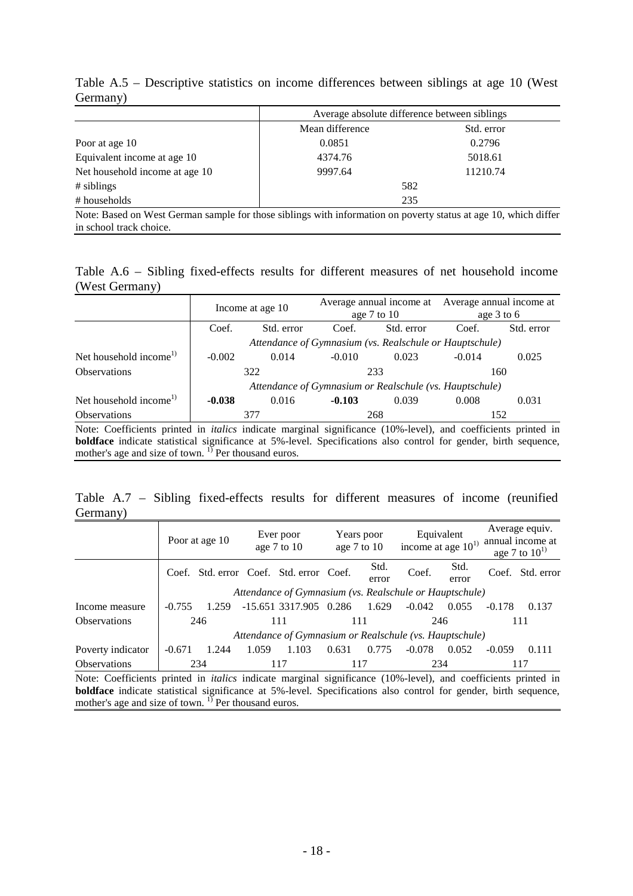Table A.5 – Descriptive statistics on income differences between siblings at age 10 (West Germany)

| | Average absolute difference between siblings | |
|---|---|---|
| | Mean difference | Std. error |
| Poor at age 10 | 0.0851 | 0.2796 |
| Equivalent income at age 10 | 4374.76 | 5018.61 |
| Net household income at age 10 | 9997.64 | 11210.74 |
| # siblings | 582 | |
| # households | 235 | |

Note: Based on West German sample for those siblings with information on poverty status at age 10, which differ in school track choice.

Table A.6 – Sibling fixed-effects results for different measures of net household income (West Germany)

| | Income at age 10 | | Average annual income at age 7 to 10 | | Average annual income at age 3 to 6 | |
|---|---|---|---|---|---|---|
| | Coef. | Std. error | Coef. | Std. error | Coef. | Std. error |
| | *Attendance of Gymnasium (vs. Realschule or Hauptschule)* | | | | | |
| Net household income[1)] | -0.002 | 0.014 | -0.010 | 0.023 | -0.014 | 0.025 |
| Observations | 322 | | 233 | | 160 | |
| | *Attendance of Gymnasium or Realschule (vs. Hauptschule)* | | | | | |
| Net household income[1)] | **-0.038** | 0.016 | **-0.103** | 0.039 | 0.008 | 0.031 |
| Observations | 377 | | 268 | | 152 | |

Note: Coefficients printed in *italics* indicate marginal significance (10%-level), and coefficients printed in **boldface** indicate statistical significance at 5%-level. Specifications also control for gender, birth sequence, mother's age and size of town. [1)] Per thousand euros.

Table A.7 – Sibling fixed-effects results for different measures of income (reunified Germany)

| | Poor at age 10 | | Ever poor age 7 to 10 | | Years poor age 7 to 10 | | Equivalent income at age 10[1)] | | Average equiv. annual income at age 7 to 10[1)] | |
|---|---|---|---|---|---|---|---|---|---|---|
| | Coef. | Std. error | Coef. | Std. error | Coef. | Std. error | Coef. | Std. error | Coef. | Std. error |
| | *Attendance of Gymnasium (vs. Realschule or Hauptschule)* | | | | | | | | | |
| Income measure | -0.755 | 1.259 | -15.651 | 3317.905 | 0.286 | 1.629 | -0.042 | 0.055 | -0.178 | 0.137 |
| Observations | 246 | | 111 | | 111 | | 246 | | 111 | |
| | *Attendance of Gymnasium or Realschule (vs. Hauptschule)* | | | | | | | | | |
| Poverty indicator | -0.671 | 1.244 | 1.059 | 1.103 | 0.631 | 0.775 | -0.078 | 0.052 | -0.059 | 0.111 |
| Observations | 234 | | 117 | | 117 | | 234 | | 117 | |

Note: Coefficients printed in *italics* indicate marginal significance (10%-level), and coefficients printed in **boldface** indicate statistical significance at 5%-level. Specifications also control for gender, birth sequence, mother's age and size of town. [1)] Per thousand euros.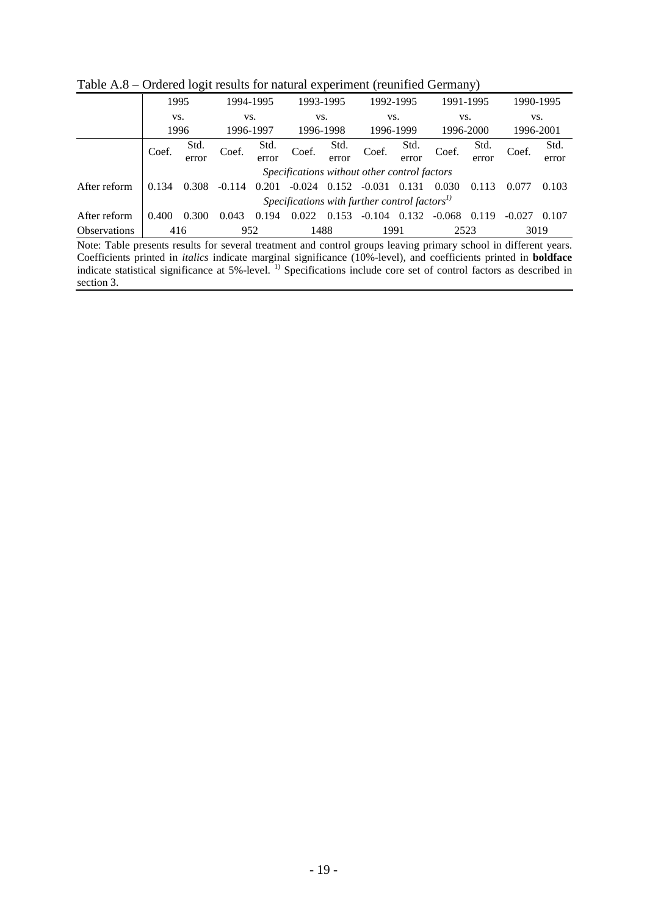Table A.8 – Ordered logit results for natural experiment (reunified Germany)

| | 1995 vs. 1996 | | 1994-1995 vs. 1996-1997 | | 1993-1995 vs. 1996-1998 | | 1992-1995 vs. 1996-1999 | | 1991-1995 vs. 1996-2000 | | 1990-1995 vs. 1996-2001 | |
|---|---|---|---|---|---|---|---|---|---|---|---|---|
| | Coef. | Std. error | Coef. | Std. error | Coef. | Std. error | Coef. | Std. error | Coef. | Std. error | Coef. | Std. error |
| | *Specifications without other control factors* | | | | | | | | | | | |
| After reform | 0.134 | 0.308 | -0.114 | 0.201 | -0.024 | 0.152 | -0.031 | 0.131 | 0.030 | 0.113 | 0.077 | 0.103 |
| | *Specifications with further control factors[1)]* | | | | | | | | | | | |
| After reform | 0.400 | 0.300 | 0.043 | 0.194 | 0.022 | 0.153 | -0.104 | 0.132 | -0.068 | 0.119 | -0.027 | 0.107 |
| Observations | 416 | | 952 | | 1488 | | 1991 | | 2523 | | 3019 | |

Note: Table presents results for several treatment and control groups leaving primary school in different years. Coefficients printed in *italics* indicate marginal significance (10%-level), and coefficients printed in **boldface** indicate statistical significance at 5%-level. [1)] Specifications include core set of control factors as described in section 3.